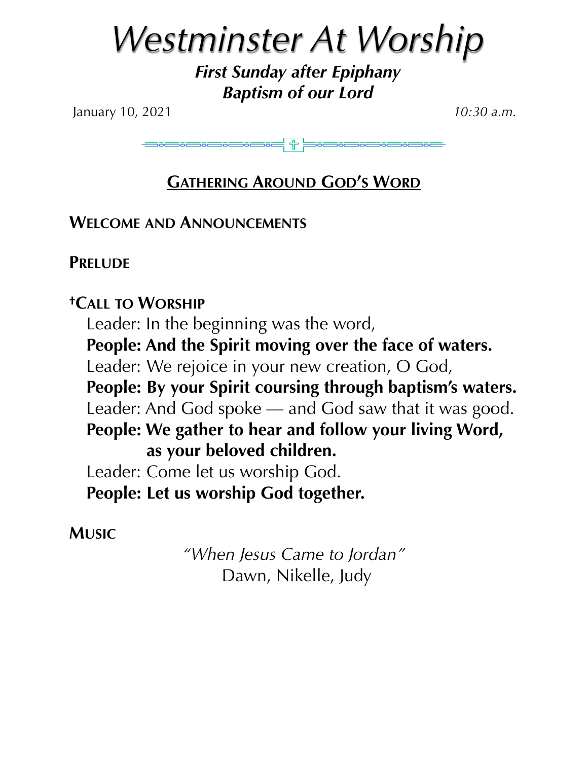# *Westminster At Worship*

***First Sunday after Epiphany***
***Baptism of our Lord***

January 10, 2021 *10:30 a.m.*

## GATHERING AROUND GOD'S WORD

**WELCOME AND ANNOUNCEMENTS**

**PRELUDE**

**†CALL TO WORSHIP**

Leader: In the beginning was the word,
**People: And the Spirit moving over the face of waters.**
Leader: We rejoice in your new creation, O God,
**People: By your Spirit coursing through baptism's waters.**
Leader: And God spoke — and God saw that it was good.
**People: We gather to hear and follow your living Word, as your beloved children.**
Leader: Come let us worship God.
**People: Let us worship God together.**

**MUSIC**

*"When Jesus Came to Jordan"*
Dawn, Nikelle, Judy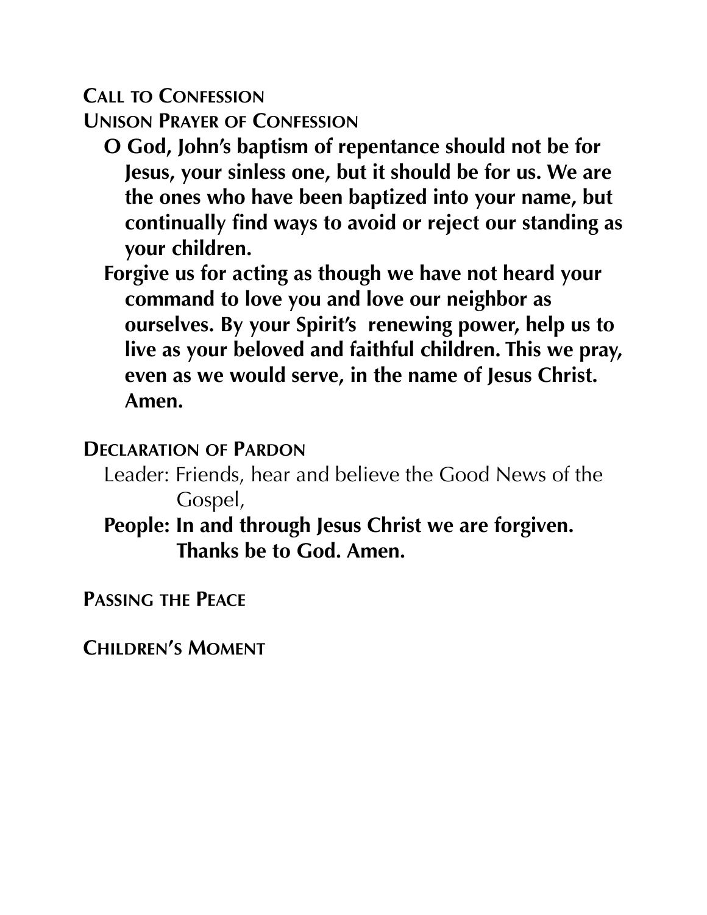**Call to Confession**

**Unison Prayer of Confession**

**O God, John's baptism of repentance should not be for Jesus, your sinless one, but it should be for us. We are the ones who have been baptized into your name, but continually find ways to avoid or reject our standing as your children.**

**Forgive us for acting as though we have not heard your command to love you and love our neighbor as ourselves. By your Spirit's renewing power, help us to live as your beloved and faithful children. This we pray, even as we would serve, in the name of Jesus Christ. Amen.**

**Declaration of Pardon**

Leader: Friends, hear and believe the Good News of the Gospel,

**People: In and through Jesus Christ we are forgiven. Thanks be to God. Amen.**

**Passing the Peace**

**Children's Moment**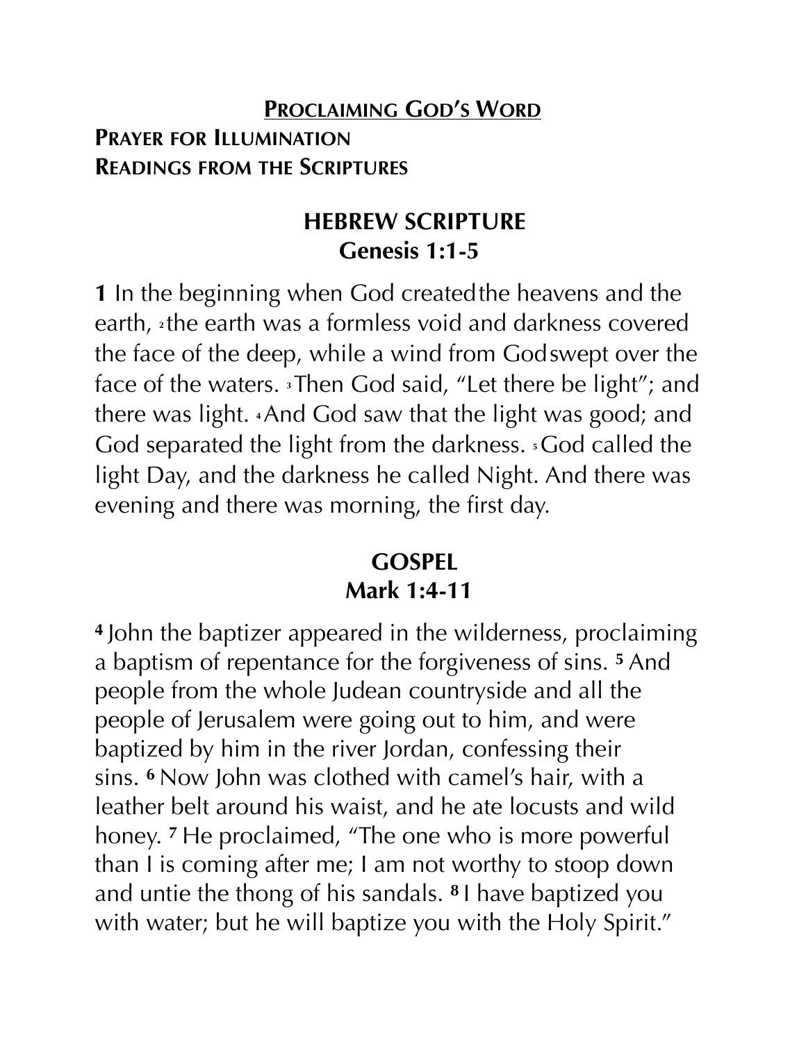## PROCLAIMING GOD'S WORD

**PRAYER FOR ILLUMINATION**

**READINGS FROM THE SCRIPTURES**

### HEBREW SCRIPTURE
### Genesis 1:1-5

**1** In the beginning when God created the heavens and the earth, [2] the earth was a formless void and darkness covered the face of the deep, while a wind from God swept over the face of the waters. [3] Then God said, "Let there be light"; and there was light. [4] And God saw that the light was good; and God separated the light from the darkness. [5] God called the light Day, and the darkness he called Night. And there was evening and there was morning, the first day.

### GOSPEL
### Mark 1:4-11

**4** John the baptizer appeared in the wilderness, proclaiming a baptism of repentance for the forgiveness of sins. **5** And people from the whole Judean countryside and all the people of Jerusalem were going out to him, and were baptized by him in the river Jordan, confessing their sins. **6** Now John was clothed with camel's hair, with a leather belt around his waist, and he ate locusts and wild honey. **7** He proclaimed, "The one who is more powerful than I is coming after me; I am not worthy to stoop down and untie the thong of his sandals. **8** I have baptized you with water; but he will baptize you with the Holy Spirit."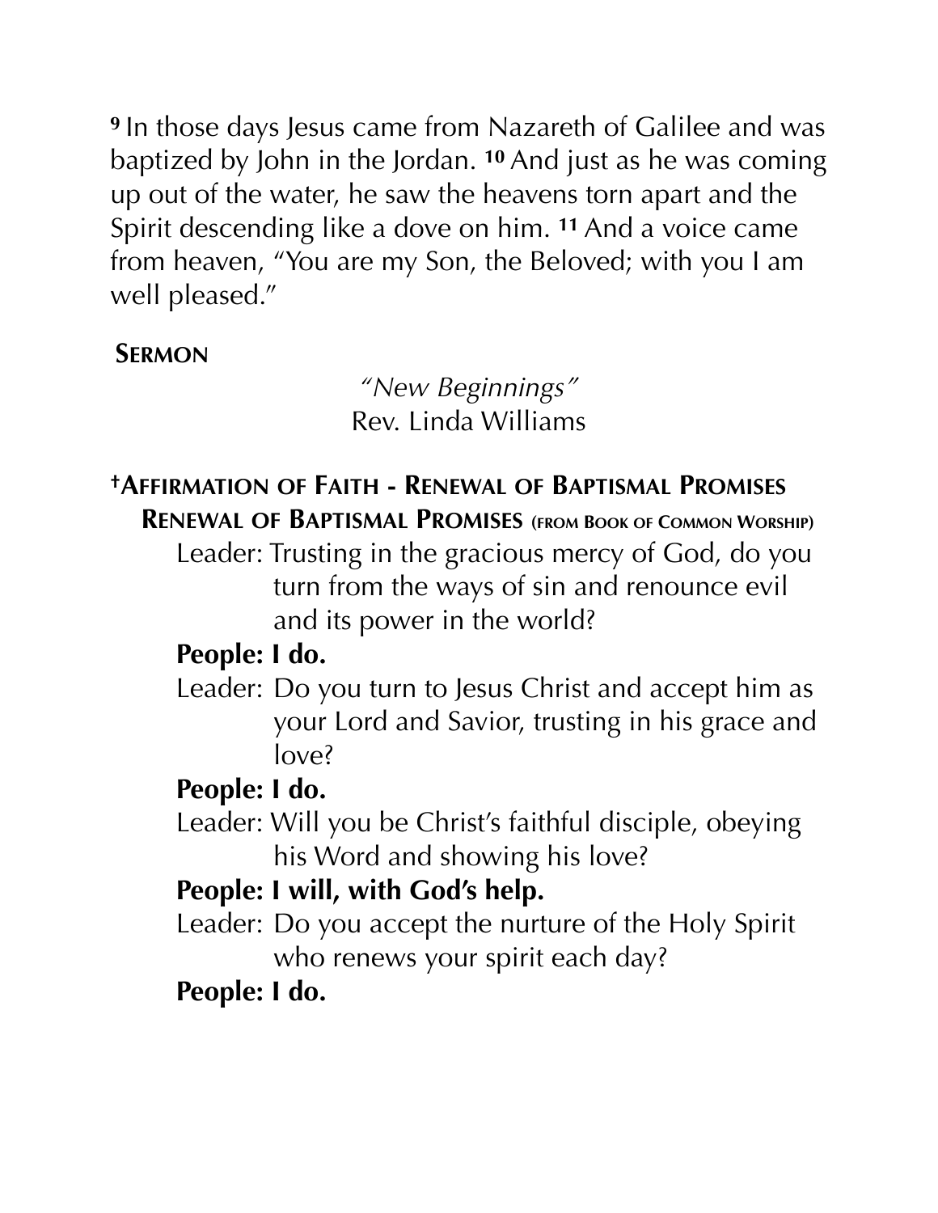[9] In those days Jesus came from Nazareth of Galilee and was baptized by John in the Jordan. [10] And just as he was coming up out of the water, he saw the heavens torn apart and the Spirit descending like a dove on him. [11] And a voice came from heaven, "You are my Son, the Beloved; with you I am well pleased."

## Sermon

*"New Beginnings"*
Rev. Linda Williams

## †Affirmation of Faith - Renewal of Baptismal Promises

**Renewal of Baptismal Promises (from Book of Common Worship)**

Leader: Trusting in the gracious mercy of God, do you turn from the ways of sin and renounce evil and its power in the world?

**People: I do.**

Leader: Do you turn to Jesus Christ and accept him as your Lord and Savior, trusting in his grace and love?

**People: I do.**

Leader: Will you be Christ's faithful disciple, obeying his Word and showing his love?

**People: I will, with God's help.**

Leader: Do you accept the nurture of the Holy Spirit who renews your spirit each day?

**People: I do.**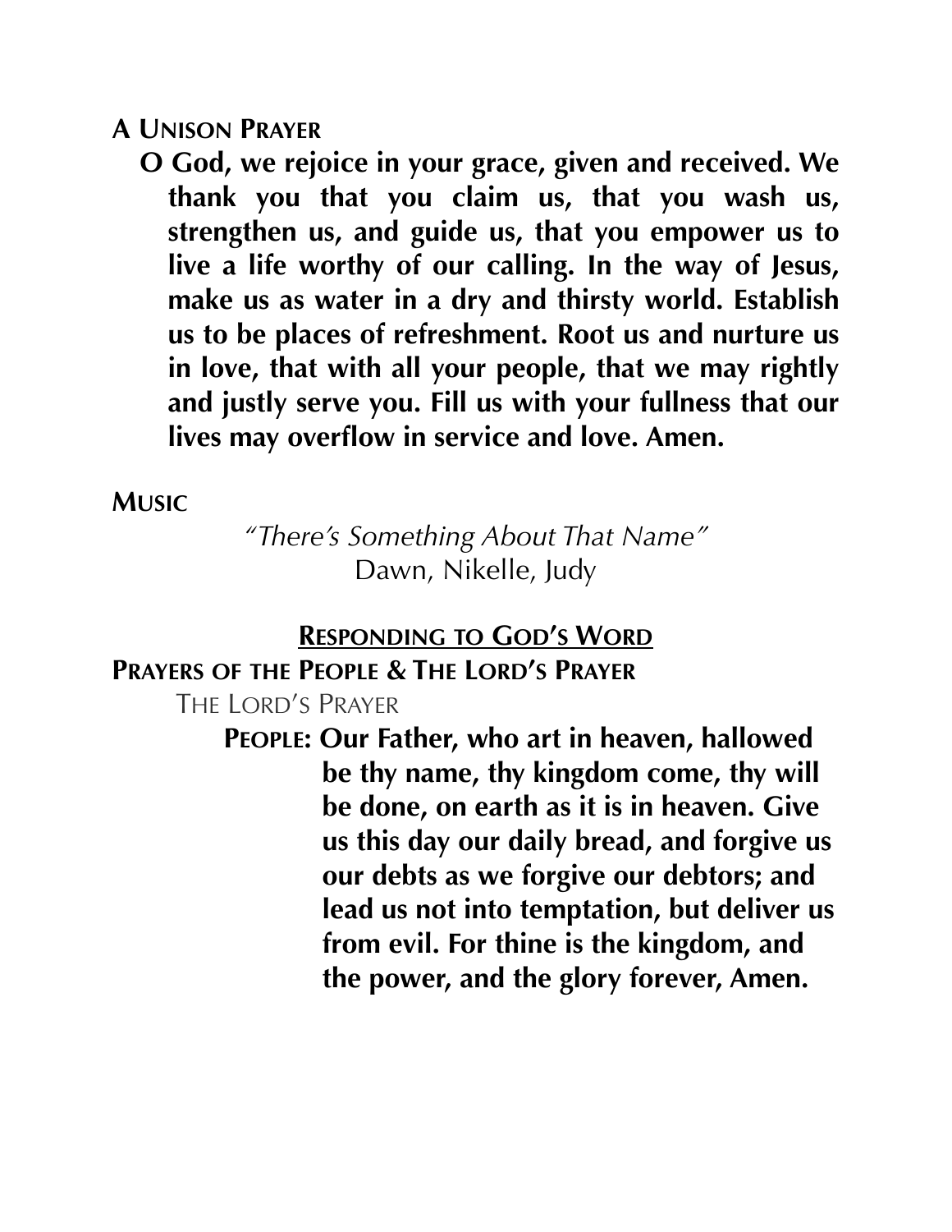**A UNISON PRAYER**

**O God, we rejoice in your grace, given and received. We thank you that you claim us, that you wash us, strengthen us, and guide us, that you empower us to live a life worthy of our calling. In the way of Jesus, make us as water in a dry and thirsty world. Establish us to be places of refreshment. Root us and nurture us in love, that with all your people, that we may rightly and justly serve you. Fill us with your fullness that our lives may overflow in service and love. Amen.**

**MUSIC**

*"There's Something About That Name"*
Dawn, Nikelle, Judy

## RESPONDING TO GOD'S WORD

**PRAYERS OF THE PEOPLE & THE LORD'S PRAYER**

THE LORD'S PRAYER

**PEOPLE: Our Father, who art in heaven, hallowed be thy name, thy kingdom come, thy will be done, on earth as it is in heaven. Give us this day our daily bread, and forgive us our debts as we forgive our debtors; and lead us not into temptation, but deliver us from evil. For thine is the kingdom, and the power, and the glory forever, Amen.**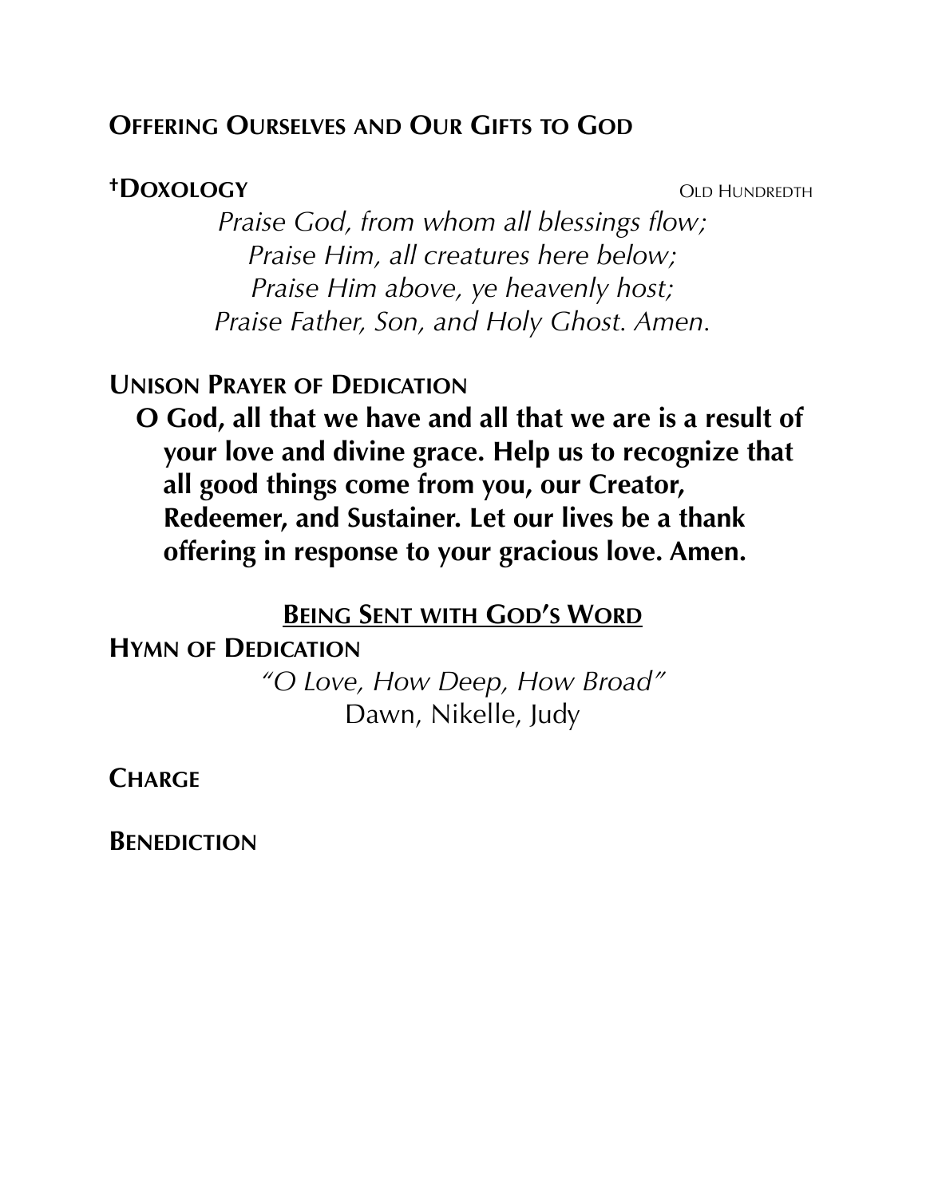**OFFERING OURSELVES AND OUR GIFTS TO GOD**

**†DOXOLOGY** OLD HUNDREDTH

*Praise God, from whom all blessings flow;*
*Praise Him, all creatures here below;*
*Praise Him above, ye heavenly host;*
*Praise Father, Son, and Holy Ghost. Amen.*

**UNISON PRAYER OF DEDICATION**

**O God, all that we have and all that we are is a result of your love and divine grace. Help us to recognize that all good things come from you, our Creator, Redeemer, and Sustainer. Let our lives be a thank offering in response to your gracious love. Amen.**

## BEING SENT WITH GOD'S WORD

**HYMN OF DEDICATION**

*"O Love, How Deep, How Broad"*
Dawn, Nikelle, Judy

**CHARGE**

**BENEDICTION**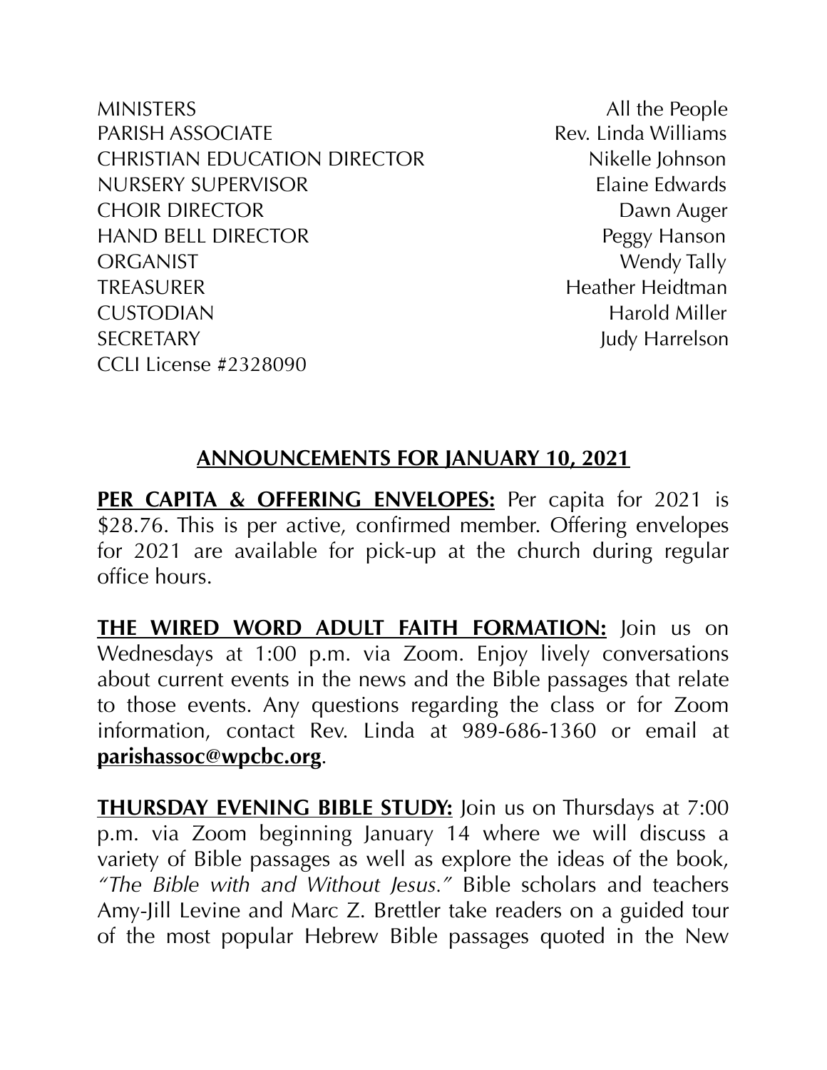| | |
|---|---|
| MINISTERS | All the People |
| PARISH ASSOCIATE | Rev. Linda Williams |
| CHRISTIAN EDUCATION DIRECTOR | Nikelle Johnson |
| NURSERY SUPERVISOR | Elaine Edwards |
| CHOIR DIRECTOR | Dawn Auger |
| HAND BELL DIRECTOR | Peggy Hanson |
| ORGANIST | Wendy Tally |
| TREASURER | Heather Heidtman |
| CUSTODIAN | Harold Miller |
| SECRETARY | Judy Harrelson |

CCLI License #2328090

## ANNOUNCEMENTS FOR JANUARY 10, 2021

**PER CAPITA & OFFERING ENVELOPES:** Per capita for 2021 is $28.76. This is per active, confirmed member. Offering envelopes for 2021 are available for pick-up at the church during regular office hours.

**THE WIRED WORD ADULT FAITH FORMATION:** Join us on Wednesdays at 1:00 p.m. via Zoom. Enjoy lively conversations about current events in the news and the Bible passages that relate to those events. Any questions regarding the class or for Zoom information, contact Rev. Linda at 989-686-1360 or email at **parishassoc@wpcbc.org**.

**THURSDAY EVENING BIBLE STUDY:** Join us on Thursdays at 7:00 p.m. via Zoom beginning January 14 where we will discuss a variety of Bible passages as well as explore the ideas of the book, *"The Bible with and Without Jesus."* Bible scholars and teachers Amy-Jill Levine and Marc Z. Brettler take readers on a guided tour of the most popular Hebrew Bible passages quoted in the New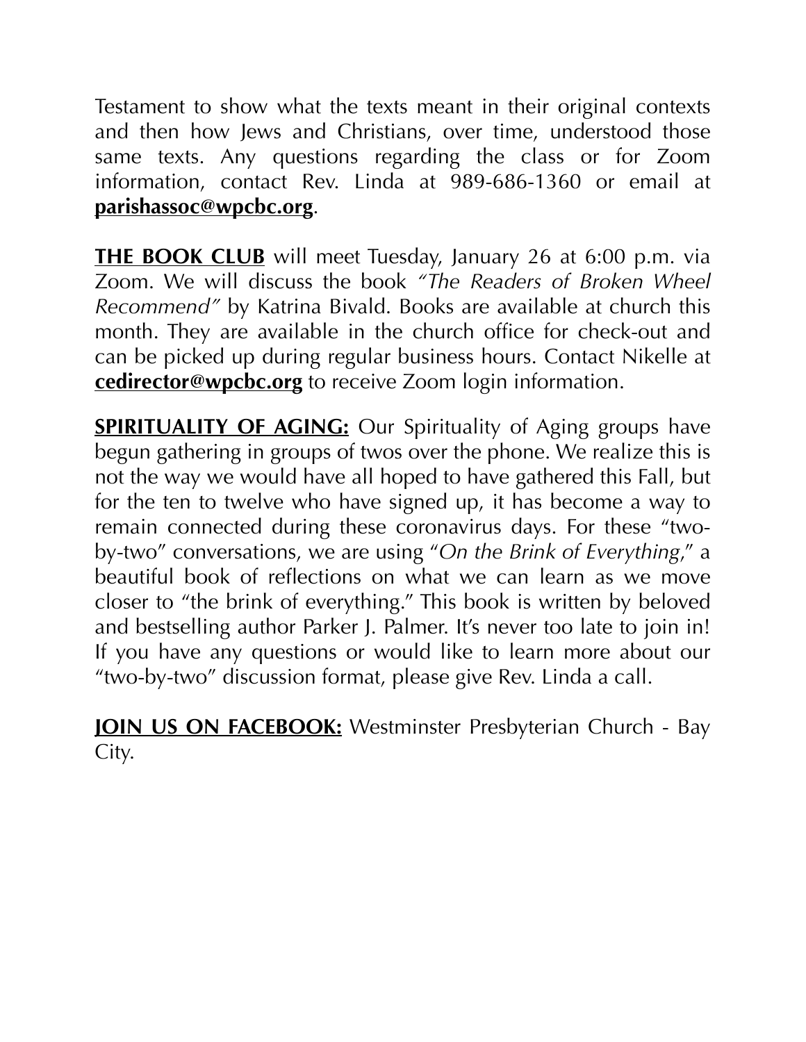Testament to show what the texts meant in their original contexts and then how Jews and Christians, over time, understood those same texts. Any questions regarding the class or for Zoom information, contact Rev. Linda at 989-686-1360 or email at **parishassoc@wpcbc.org**.

**THE BOOK CLUB** will meet Tuesday, January 26 at 6:00 p.m. via Zoom. We will discuss the book *"The Readers of Broken Wheel Recommend"* by Katrina Bivald. Books are available at church this month. They are available in the church office for check-out and can be picked up during regular business hours. Contact Nikelle at **cedirector@wpcbc.org** to receive Zoom login information.

**SPIRITUALITY OF AGING:** Our Spirituality of Aging groups have begun gathering in groups of twos over the phone. We realize this is not the way we would have all hoped to have gathered this Fall, but for the ten to twelve who have signed up, it has become a way to remain connected during these coronavirus days. For these "two-by-two" conversations, we are using "*On the Brink of Everything*," a beautiful book of reflections on what we can learn as we move closer to "the brink of everything." This book is written by beloved and bestselling author Parker J. Palmer. It's never too late to join in! If you have any questions or would like to learn more about our "two-by-two" discussion format, please give Rev. Linda a call.

**JOIN US ON FACEBOOK:** Westminster Presbyterian Church - Bay City.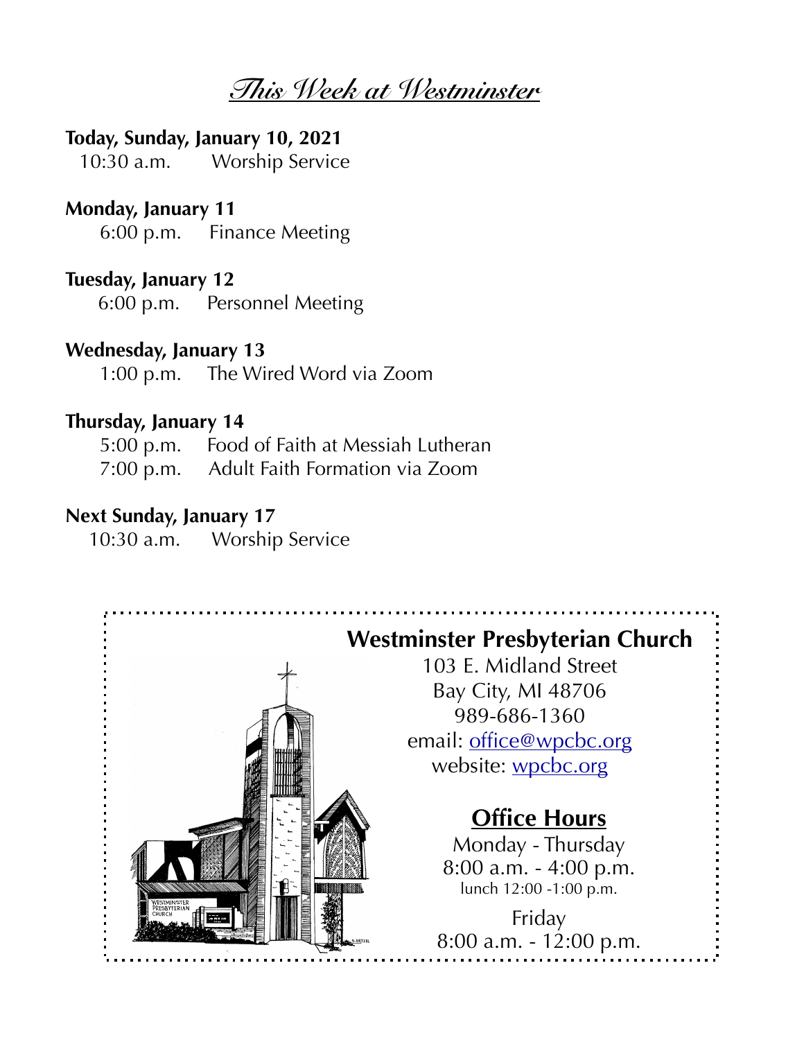# *This Week at Westminster*

**Today, Sunday, January 10, 2021**
10:30 a.m. Worship Service

**Monday, January 11**
6:00 p.m. Finance Meeting

**Tuesday, January 12**
6:00 p.m. Personnel Meeting

**Wednesday, January 13**
1:00 p.m. The Wired Word via Zoom

**Thursday, January 14**
5:00 p.m. Food of Faith at Messiah Lutheran
7:00 p.m. Adult Faith Formation via Zoom

**Next Sunday, January 17**
10:30 a.m. Worship Service

## Westminster Presbyterian Church

103 E. Midland Street
Bay City, MI 48706
989-686-1360
email: office@wpcbc.org
website: wpcbc.org

### Office Hours

Monday - Thursday
8:00 a.m. - 4:00 p.m.
lunch 12:00 -1:00 p.m.

Friday
8:00 a.m. - 12:00 p.m.